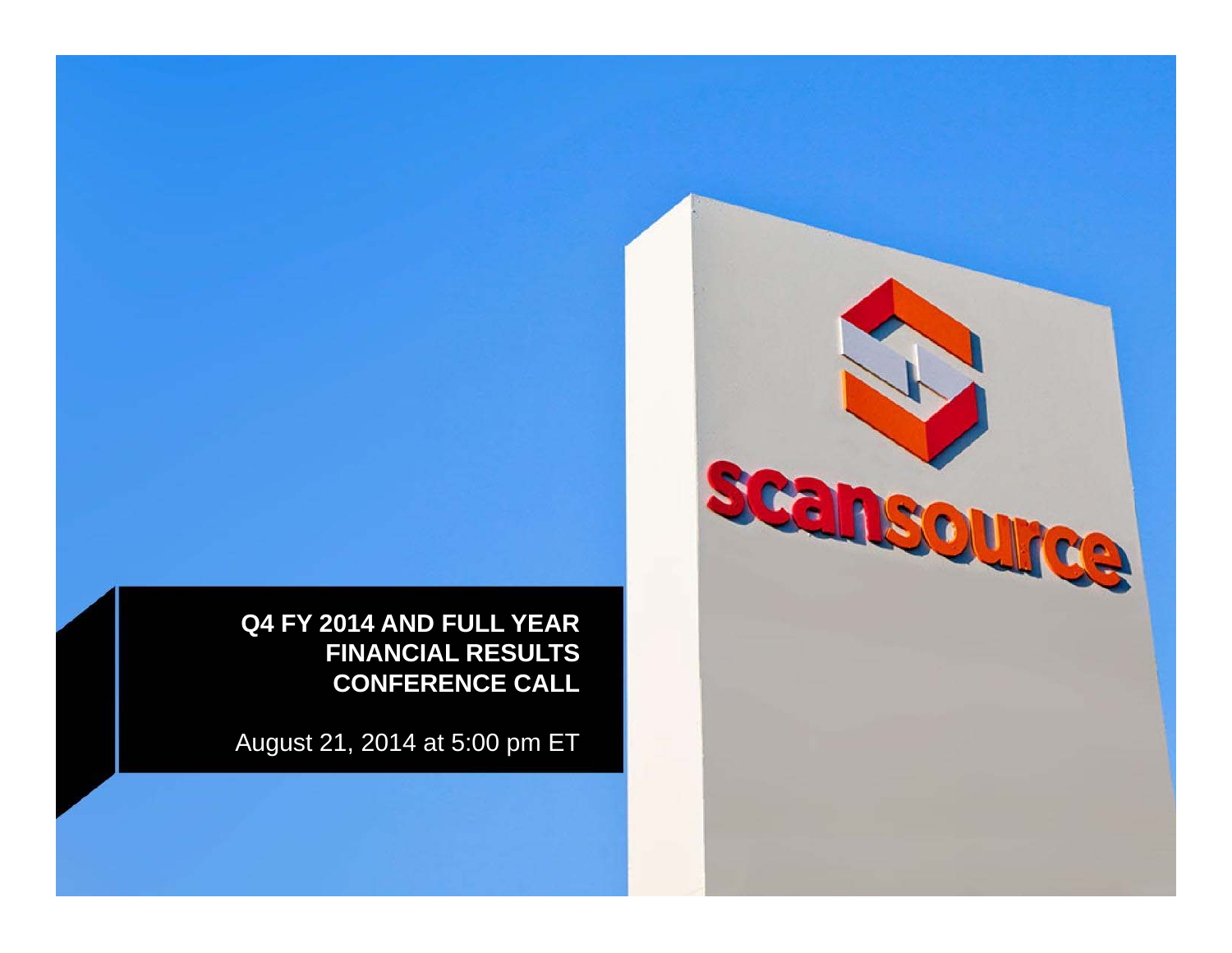# Q4 FY 2014 AND FULL YEAR FINANCIAL RESULTS CONFERENCE CALL

August 21, 2014 at 5:00 pm ET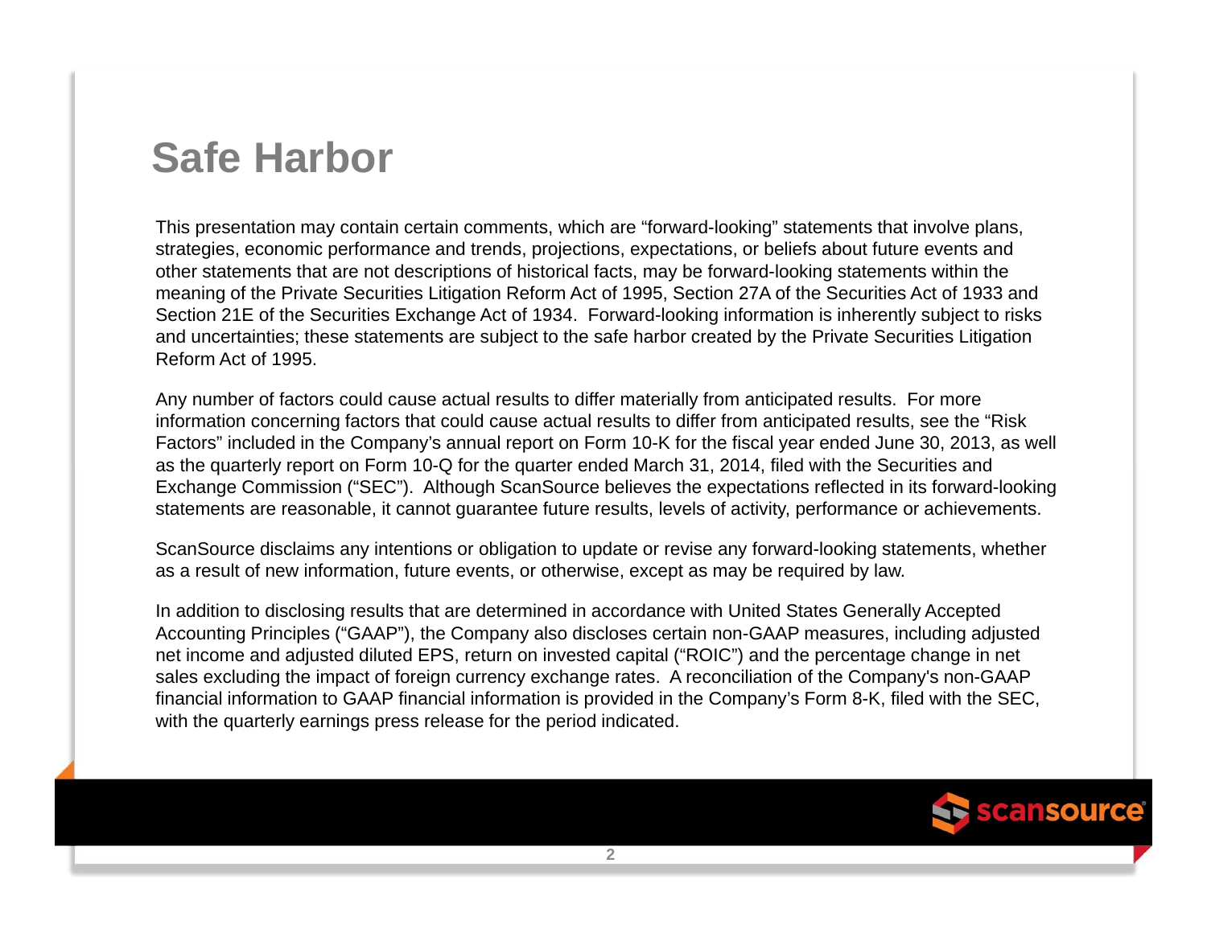# Safe Harbor

This presentation may contain certain comments, which are "forward-looking" statements that involve plans, strategies, economic performance and trends, projections, expectations, or beliefs about future events and other statements that are not descriptions of historical facts, may be forward-looking statements within the meaning of the Private Securities Litigation Reform Act of 1995, Section 27A of the Securities Act of 1933 and Section 21E of the Securities Exchange Act of 1934. Forward-looking information is inherently subject to risks and uncertainties; these statements are subject to the safe harbor created by the Private Securities Litigation Reform Act of 1995.

Any number of factors could cause actual results to differ materially from anticipated results. For more information concerning factors that could cause actual results to differ from anticipated results, see the "Risk Factors" included in the Company's annual report on Form 10-K for the fiscal year ended June 30, 2013, as well as the quarterly report on Form 10-Q for the quarter ended March 31, 2014, filed with the Securities and Exchange Commission ("SEC"). Although ScanSource believes the expectations reflected in its forward-looking statements are reasonable, it cannot guarantee future results, levels of activity, performance or achievements.

ScanSource disclaims any intentions or obligation to update or revise any forward-looking statements, whether as a result of new information, future events, or otherwise, except as may be required by law.

In addition to disclosing results that are determined in accordance with United States Generally Accepted Accounting Principles ("GAAP"), the Company also discloses certain non-GAAP measures, including adjusted net income and adjusted diluted EPS, return on invested capital ("ROIC") and the percentage change in net sales excluding the impact of foreign currency exchange rates. A reconciliation of the Company's non-GAAP financial information to GAAP financial information is provided in the Company's Form 8-K, filed with the SEC, with the quarterly earnings press release for the period indicated.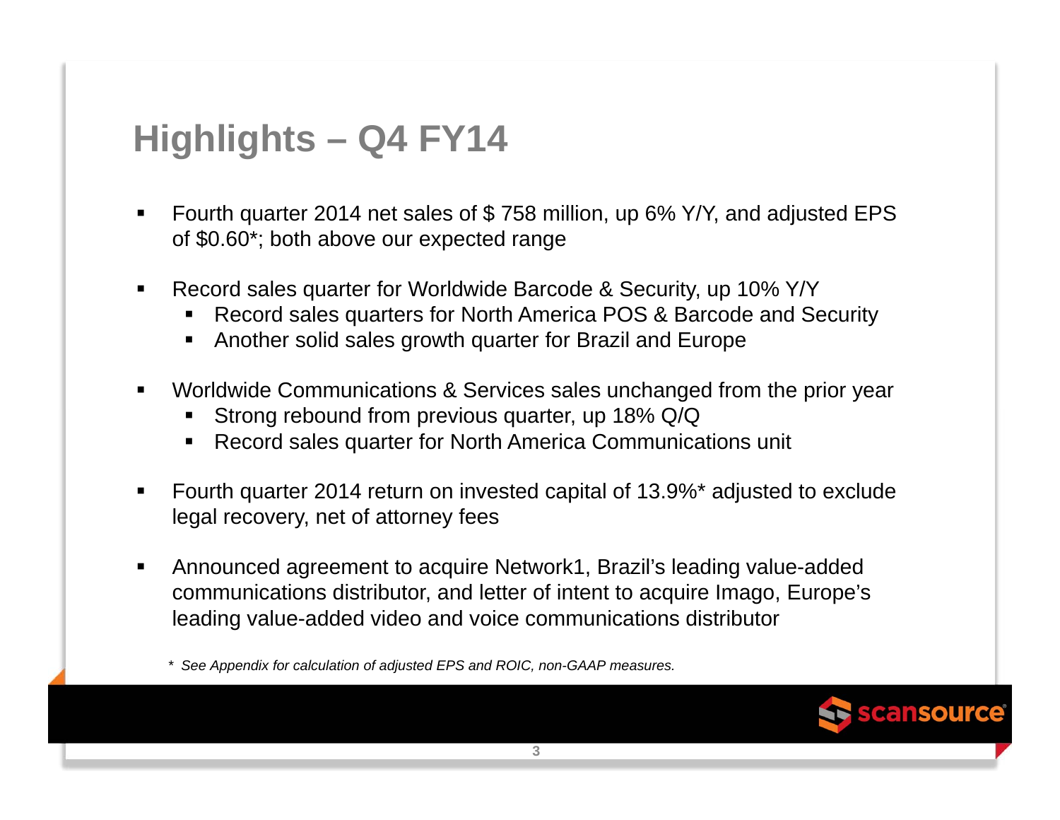# Highlights – Q4 FY14

- Fourth quarter 2014 net sales of $ 758 million, up 6% Y/Y, and adjusted EPS of $0.60*; both above our expected range
- Record sales quarter for Worldwide Barcode & Security, up 10% Y/Y
  - Record sales quarters for North America POS & Barcode and Security
  - Another solid sales growth quarter for Brazil and Europe
- Worldwide Communications & Services sales unchanged from the prior year
  - Strong rebound from previous quarter, up 18% Q/Q
  - Record sales quarter for North America Communications unit
- Fourth quarter 2014 return on invested capital of 13.9%* adjusted to exclude legal recovery, net of attorney fees
- Announced agreement to acquire Network1, Brazil's leading value-added communications distributor, and letter of intent to acquire Imago, Europe's leading value-added video and voice communications distributor

*\* See Appendix for calculation of adjusted EPS and ROIC, non-GAAP measures.*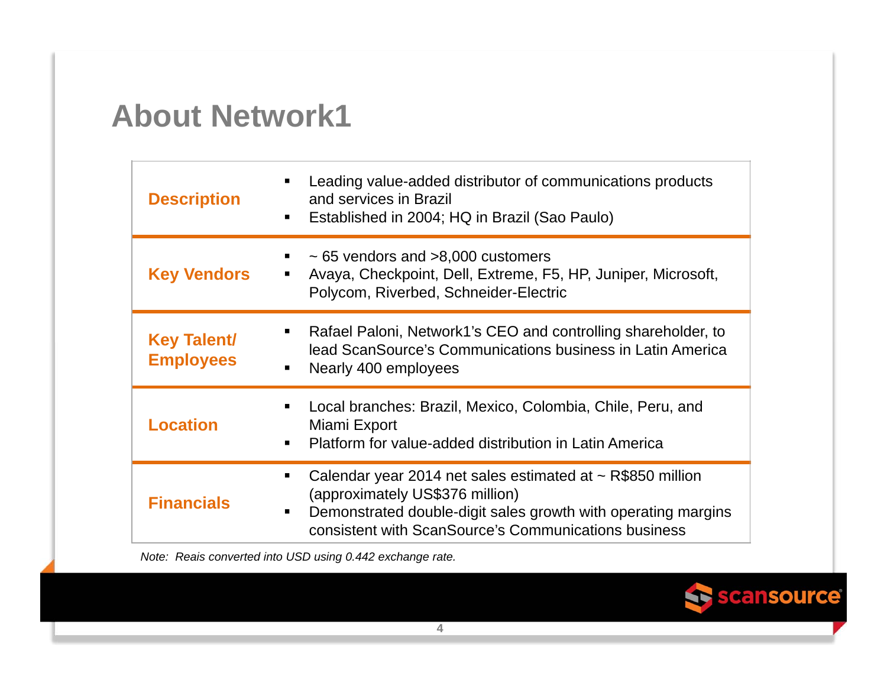# About Network1

| | |
|---|---|
| **Description** | ▪ Leading value-added distributor of communications products and services in Brazil<br>▪ Established in 2004; HQ in Brazil (Sao Paulo) |
| **Key Vendors** | ▪ ~ 65 vendors and >8,000 customers<br>▪ Avaya, Checkpoint, Dell, Extreme, F5, HP, Juniper, Microsoft, Polycom, Riverbed, Schneider-Electric |
| **Key Talent/ Employees** | ▪ Rafael Paloni, Network1's CEO and controlling shareholder, to lead ScanSource's Communications business in Latin America<br>▪ Nearly 400 employees |
| **Location** | ▪ Local branches: Brazil, Mexico, Colombia, Chile, Peru, and Miami Export<br>▪ Platform for value-added distribution in Latin America |
| **Financials** | ▪ Calendar year 2014 net sales estimated at ~ R$850 million (approximately US$376 million)<br>▪ Demonstrated double-digit sales growth with operating margins consistent with ScanSource's Communications business |

*Note: Reais converted into USD using 0.442 exchange rate.*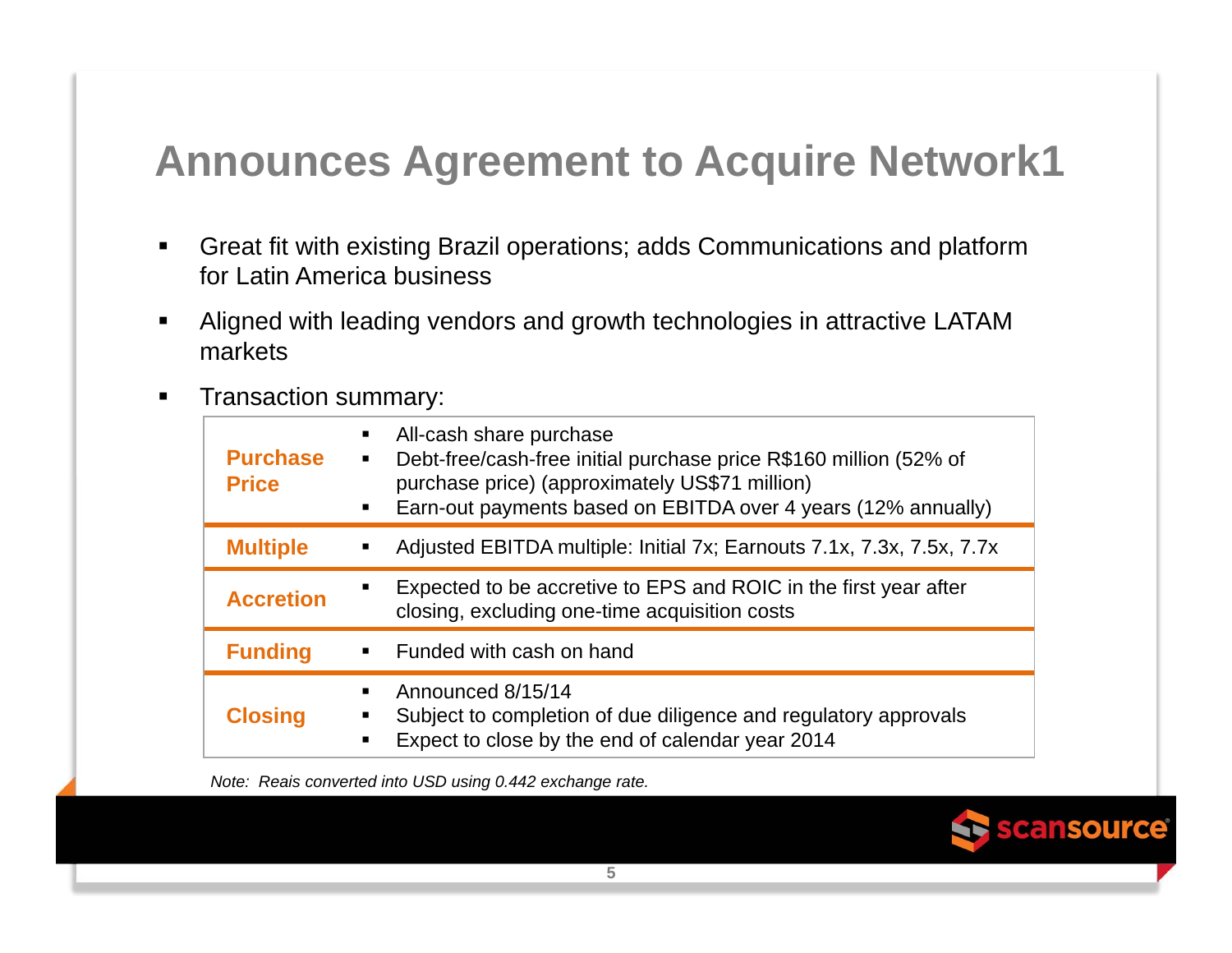# Announces Agreement to Acquire Network1

- Great fit with existing Brazil operations; adds Communications and platform for Latin America business
- Aligned with leading vendors and growth technologies in attractive LATAM markets
- Transaction summary:

| | |
|---|---|
| **Purchase Price** | ▪ All-cash share purchase<br>▪ Debt-free/cash-free initial purchase price R$160 million (52% of purchase price) (approximately US$71 million)<br>▪ Earn-out payments based on EBITDA over 4 years (12% annually) |
| **Multiple** | ▪ Adjusted EBITDA multiple: Initial 7x; Earnouts 7.1x, 7.3x, 7.5x, 7.7x |
| **Accretion** | ▪ Expected to be accretive to EPS and ROIC in the first year after closing, excluding one-time acquisition costs |
| **Funding** | ▪ Funded with cash on hand |
| **Closing** | ▪ Announced 8/15/14<br>▪ Subject to completion of due diligence and regulatory approvals<br>▪ Expect to close by the end of calendar year 2014 |

*Note: Reais converted into USD using 0.442 exchange rate.*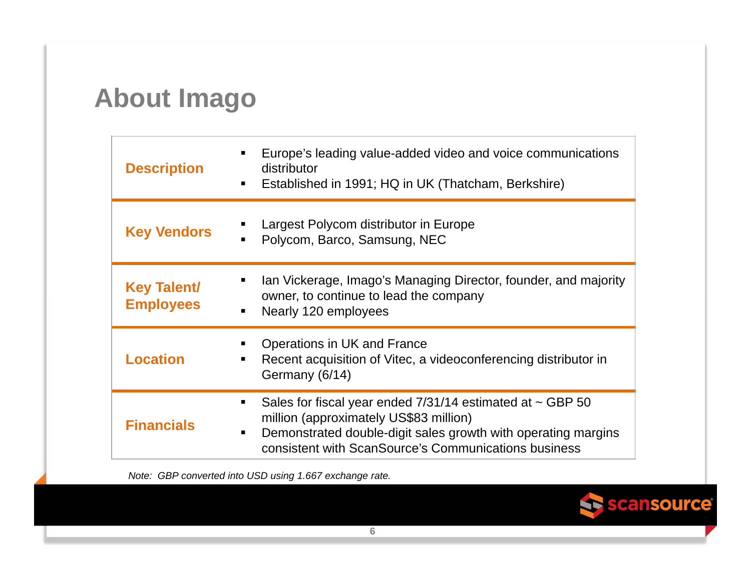# About Imago

| | |
|---|---|
| **Description** | ▪ Europe's leading value-added video and voice communications distributor<br>▪ Established in 1991; HQ in UK (Thatcham, Berkshire) |
| **Key Vendors** | ▪ Largest Polycom distributor in Europe<br>▪ Polycom, Barco, Samsung, NEC |
| **Key Talent/ Employees** | ▪ Ian Vickerage, Imago's Managing Director, founder, and majority owner, to continue to lead the company<br>▪ Nearly 120 employees |
| **Location** | ▪ Operations in UK and France<br>▪ Recent acquisition of Vitec, a videoconferencing distributor in Germany (6/14) |
| **Financials** | ▪ Sales for fiscal year ended 7/31/14 estimated at ~ GBP 50 million (approximately US$83 million)<br>▪ Demonstrated double-digit sales growth with operating margins consistent with ScanSource's Communications business |

*Note: GBP converted into USD using 1.667 exchange rate.*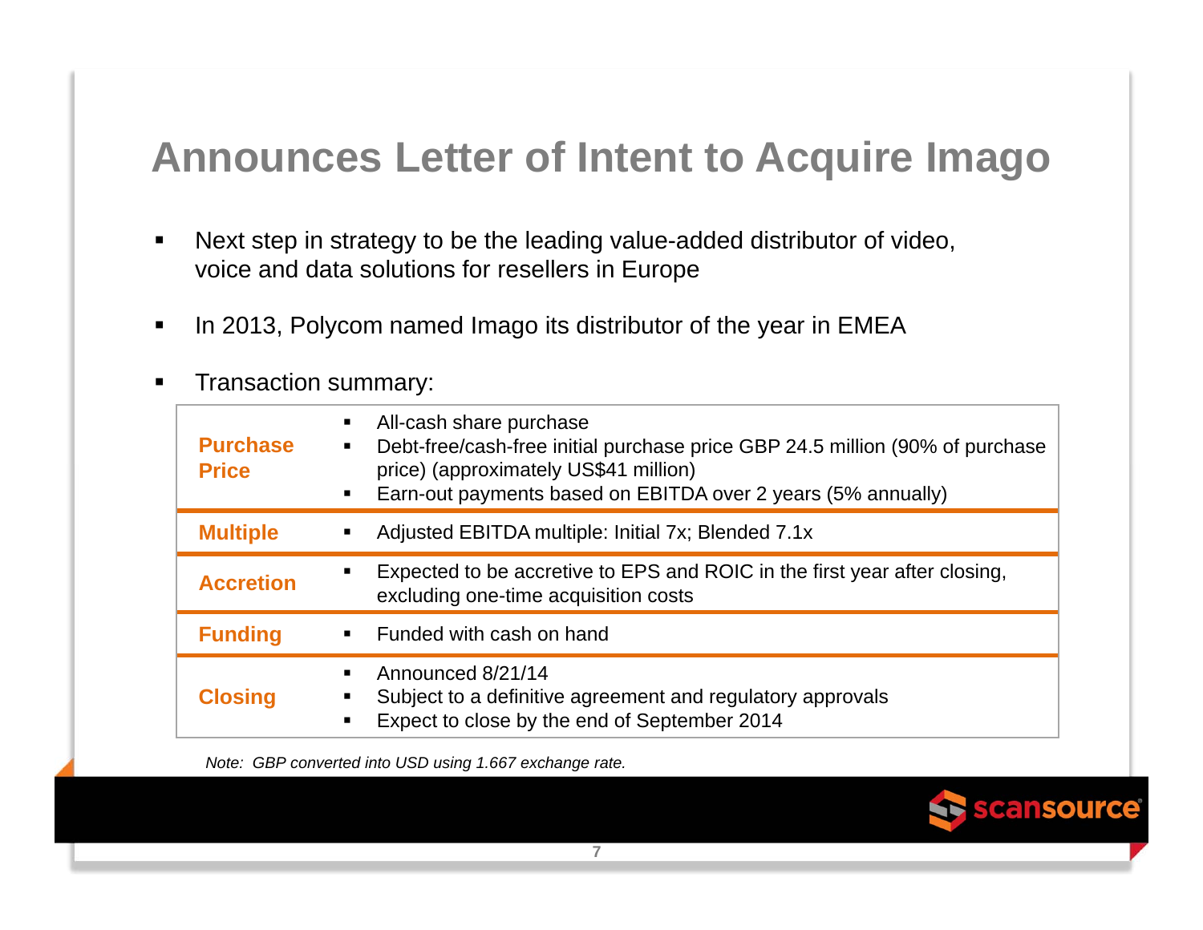# Announces Letter of Intent to Acquire Imago

- Next step in strategy to be the leading value-added distributor of video, voice and data solutions for resellers in Europe
- In 2013, Polycom named Imago its distributor of the year in EMEA
- Transaction summary:

| | |
|---|---|
| **Purchase Price** | ▪ All-cash share purchase<br>▪ Debt-free/cash-free initial purchase price GBP 24.5 million (90% of purchase price) (approximately US$41 million)<br>▪ Earn-out payments based on EBITDA over 2 years (5% annually) |
| **Multiple** | ▪ Adjusted EBITDA multiple: Initial 7x; Blended 7.1x |
| **Accretion** | ▪ Expected to be accretive to EPS and ROIC in the first year after closing, excluding one-time acquisition costs |
| **Funding** | ▪ Funded with cash on hand |
| **Closing** | ▪ Announced 8/21/14<br>▪ Subject to a definitive agreement and regulatory approvals<br>▪ Expect to close by the end of September 2014 |

*Note: GBP converted into USD using 1.667 exchange rate.*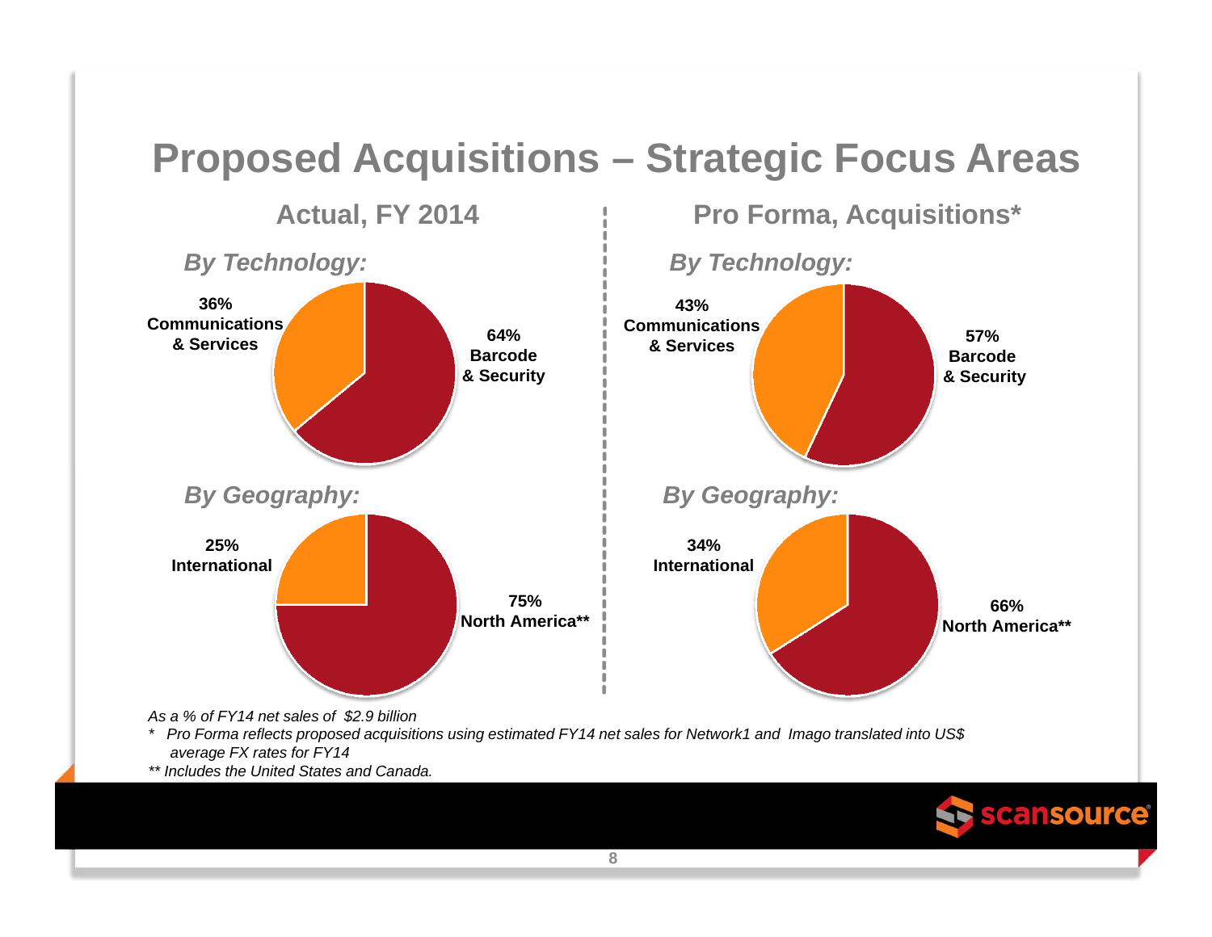# Proposed Acquisitions – Strategic Focus Areas

## Actual, FY 2014

### *By Technology:*

- **36% Communications & Services**
- **64% Barcode & Security**

### *By Geography:*

- **25% International**
- **75% North America****

## Pro Forma, Acquisitions*

### *By Technology:*

- **43% Communications & Services**
- **57% Barcode & Security**

### *By Geography:*

- **34% International**
- **66% North America****

*As a % of FY14 net sales of $2.9 billion*

\* *Pro Forma reflects proposed acquisitions using estimated FY14 net sales for Network1 and Imago translated into US$ average FX rates for FY14*

*** Includes the United States and Canada.*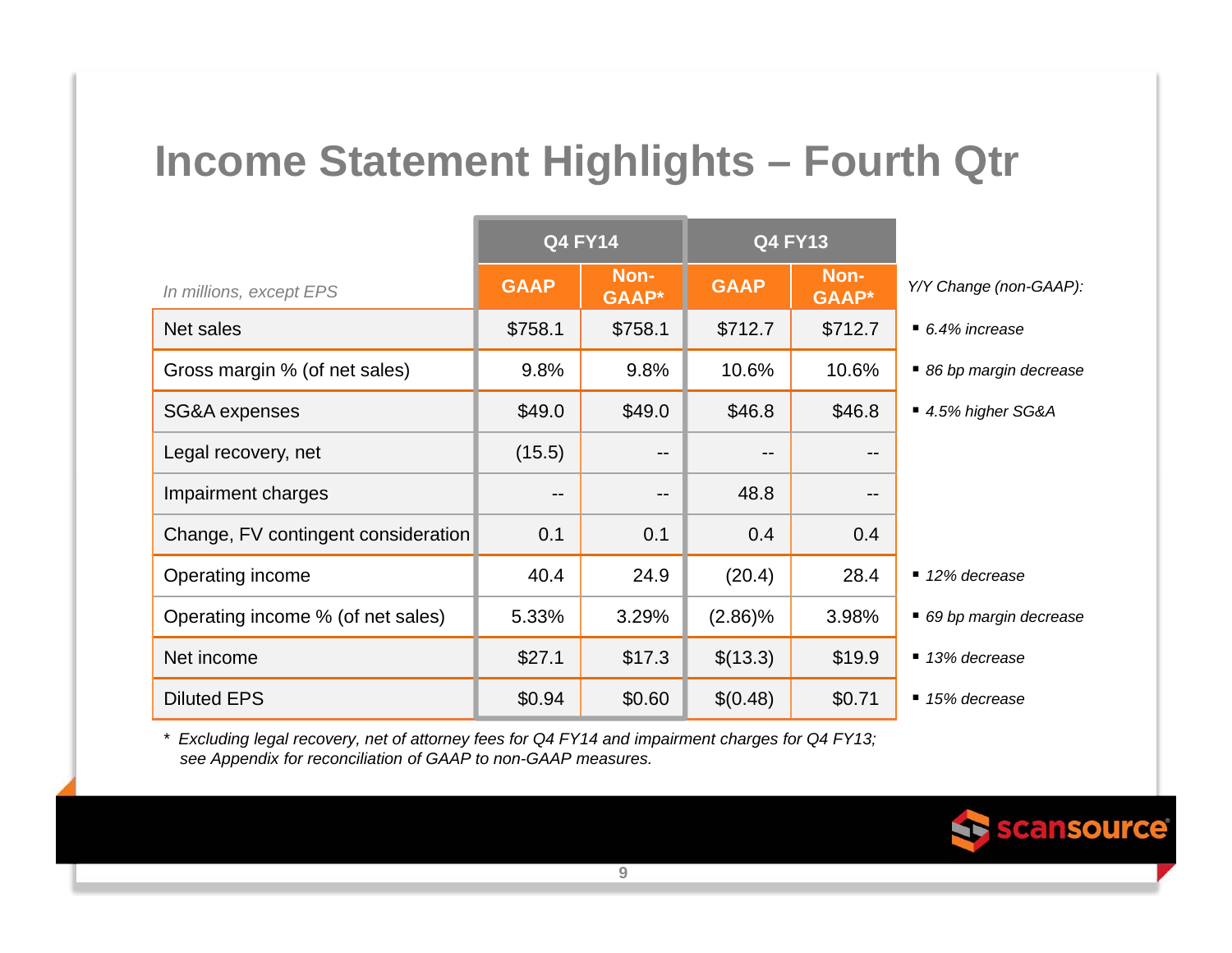# Income Statement Highlights – Fourth Qtr

| *In millions, except EPS* | Q4 FY14 | | Q4 FY13 | | *Y/Y Change (non-GAAP):* |
|---|---|---|---|---|---|
| | GAAP | Non-GAAP* | GAAP | Non-GAAP* | |
| Net sales | $758.1 | $758.1 | $712.7 | $712.7 | *6.4% increase* |
| Gross margin % (of net sales) | 9.8% | 9.8% | 10.6% | 10.6% | *86 bp margin decrease* |
| SG&A expenses | $49.0 | $49.0 | $46.8 | $46.8 | *4.5% higher SG&A* |
| Legal recovery, net | (15.5) | -- | -- | -- | |
| Impairment charges | -- | -- | 48.8 | -- | |
| Change, FV contingent consideration | 0.1 | 0.1 | 0.4 | 0.4 | |
| Operating income | 40.4 | 24.9 | (20.4) | 28.4 | *12% decrease* |
| Operating income % (of net sales) | 5.33% | 3.29% | (2.86)% | 3.98% | *69 bp margin decrease* |
| Net income | $27.1 | $17.3 | $(13.3) | $19.9 | *13% decrease* |
| Diluted EPS | $0.94 | $0.60 | $(0.48) | $0.71 | *15% decrease* |

*\* Excluding legal recovery, net of attorney fees for Q4 FY14 and impairment charges for Q4 FY13; see Appendix for reconciliation of GAAP to non-GAAP measures.*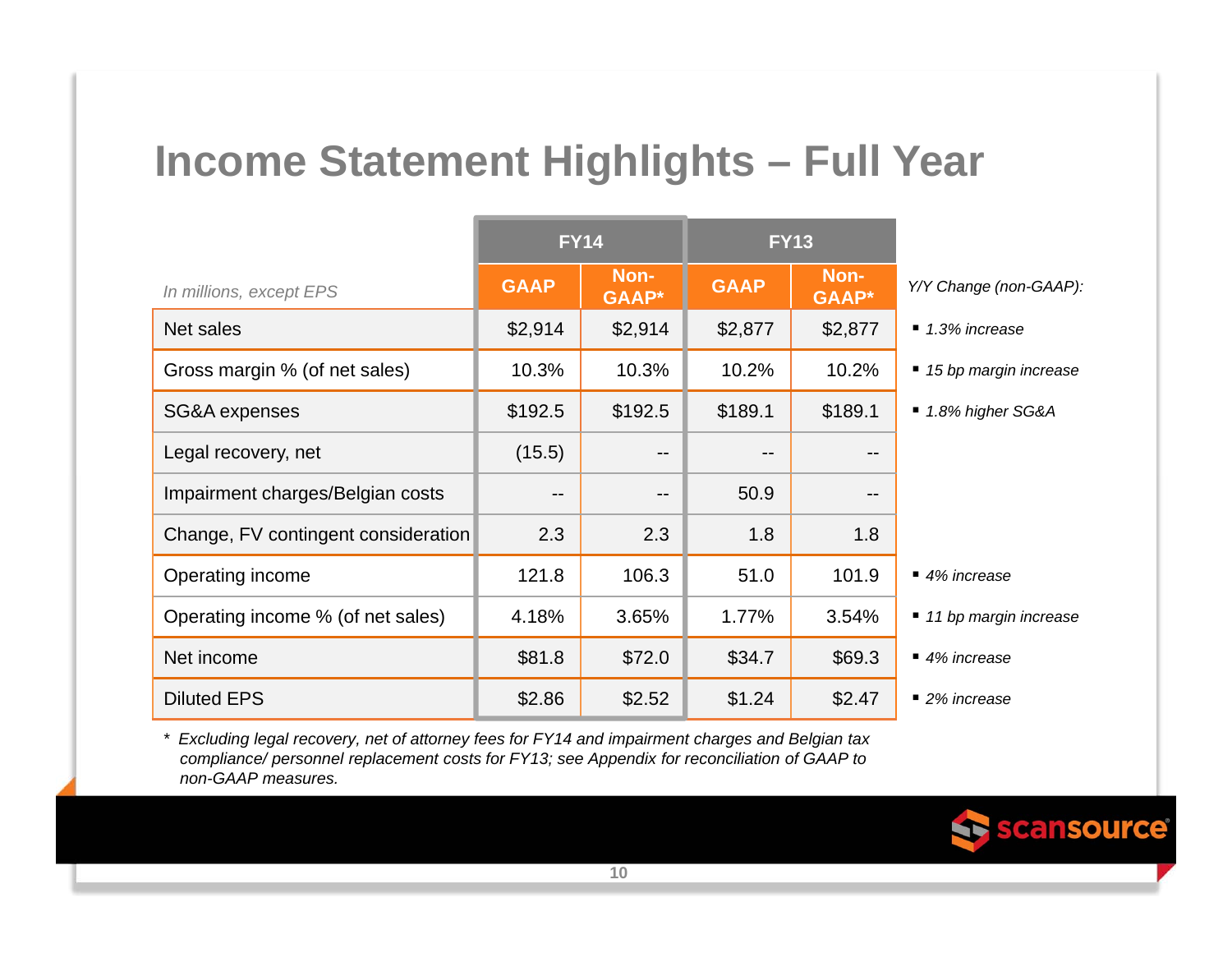# Income Statement Highlights – Full Year

| *In millions, except EPS* | FY14 | | FY13 | | |
|---|---|---|---|---|---|
| | GAAP | Non-GAAP* | GAAP | Non-GAAP* | *Y/Y Change (non-GAAP):* |
| Net sales | $2,914 | $2,914 | $2,877 | $2,877 | *1.3% increase* |
| Gross margin % (of net sales) | 10.3% | 10.3% | 10.2% | 10.2% | *15 bp margin increase* |
| SG&A expenses | $192.5 | $192.5 | $189.1 | $189.1 | *1.8% higher SG&A* |
| Legal recovery, net | (15.5) | -- | -- | -- | |
| Impairment charges/Belgian costs | -- | -- | 50.9 | -- | |
| Change, FV contingent consideration | 2.3 | 2.3 | 1.8 | 1.8 | |
| Operating income | 121.8 | 106.3 | 51.0 | 101.9 | *4% increase* |
| Operating income % (of net sales) | 4.18% | 3.65% | 1.77% | 3.54% | *11 bp margin increase* |
| Net income | $81.8 | $72.0 | $34.7 | $69.3 | *4% increase* |
| Diluted EPS | $2.86 | $2.52 | $1.24 | $2.47 | *2% increase* |

* *Excluding legal recovery, net of attorney fees for FY14 and impairment charges and Belgian tax compliance/ personnel replacement costs for FY13; see Appendix for reconciliation of GAAP to non-GAAP measures.*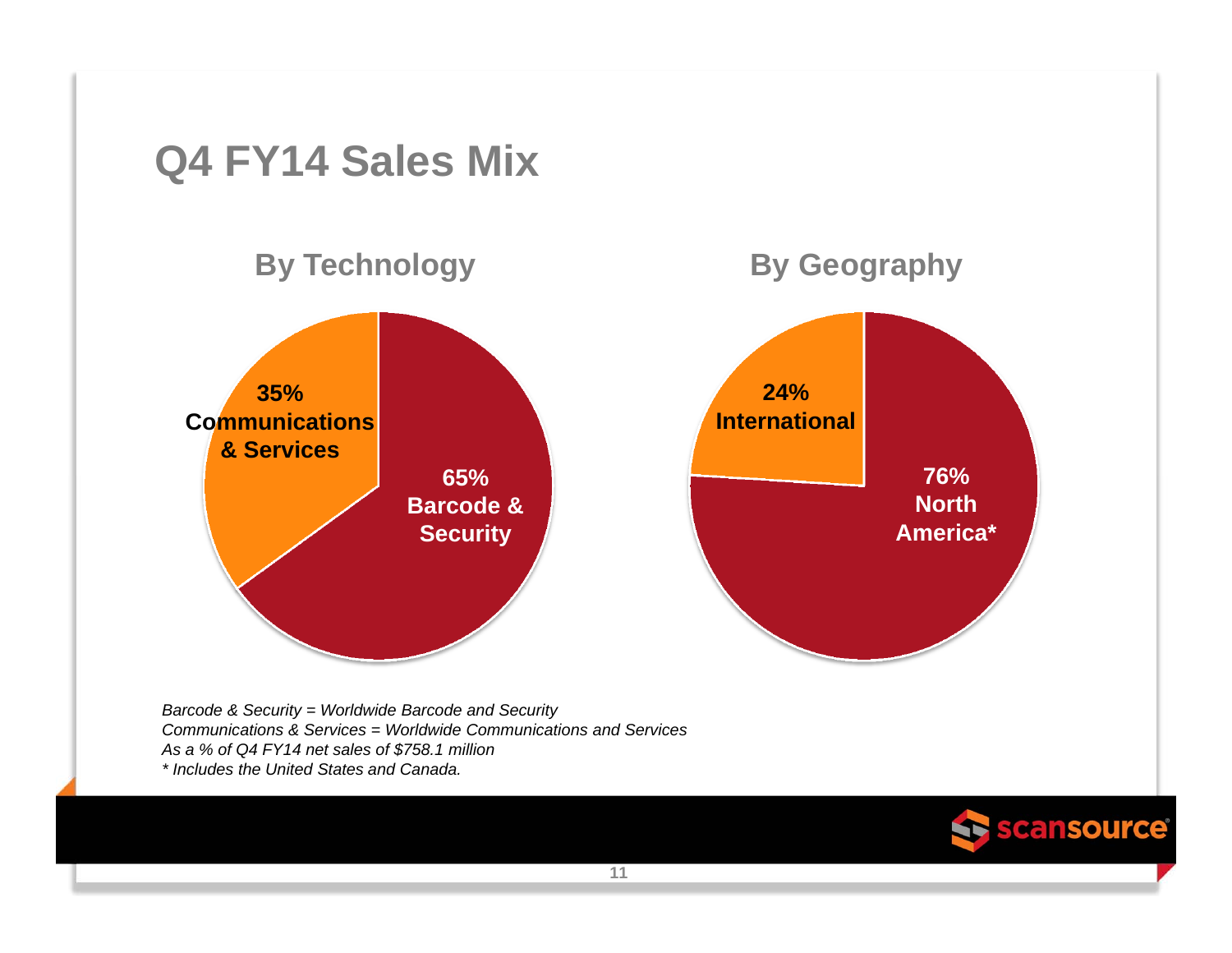# Q4 FY14 Sales Mix

## By Technology

- 35% Communications & Services
- 65% Barcode & Security

## By Geography

- 24% International
- 76% North America*

*Barcode & Security = Worldwide Barcode and Security*
*Communications & Services = Worldwide Communications and Services*
*As a % of Q4 FY14 net sales of $758.1 million*
** Includes the United States and Canada.*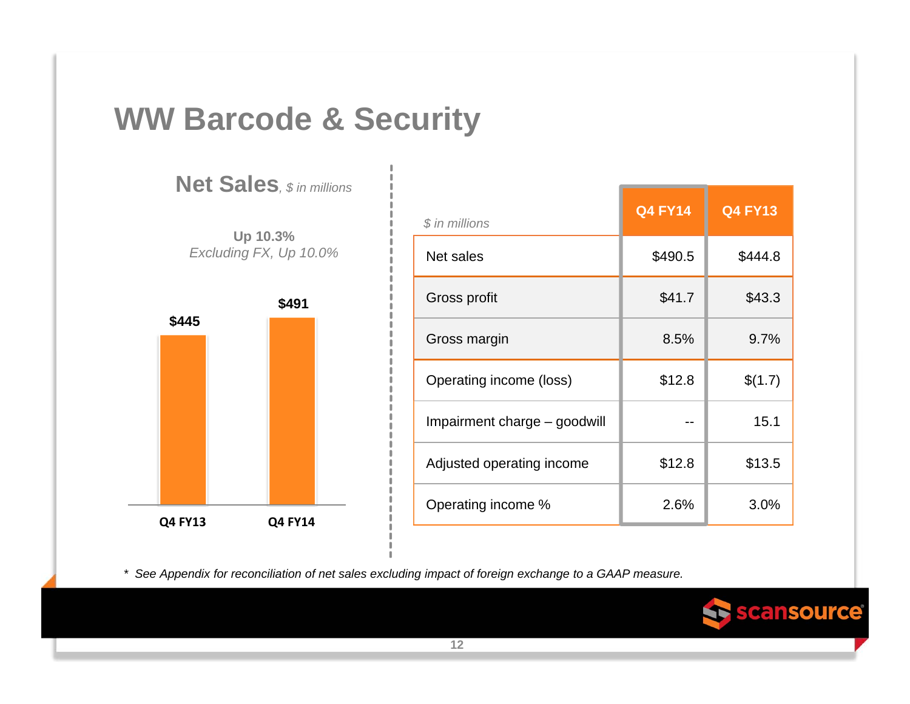# WW Barcode & Security

## Net Sales, *$ in millions*

**Up 10.3%**
*Excluding FX, Up 10.0%*

| | Q4 FY13 | Q4 FY14 |
|---|---|---|
| Net Sales | $445 | $491 |

| *$ in millions* | Q4 FY14 | Q4 FY13 |
|---|---|---|
| Net sales | $490.5 | $444.8 |
| Gross profit | $41.7 | $43.3 |
| Gross margin | 8.5% | 9.7% |
| Operating income (loss) | $12.8 | $(1.7) |
| Impairment charge – goodwill | -- | 15.1 |
| Adjusted operating income | $12.8 | $13.5 |
| Operating income % | 2.6% | 3.0% |

* *See Appendix for reconciliation of net sales excluding impact of foreign exchange to a GAAP measure.*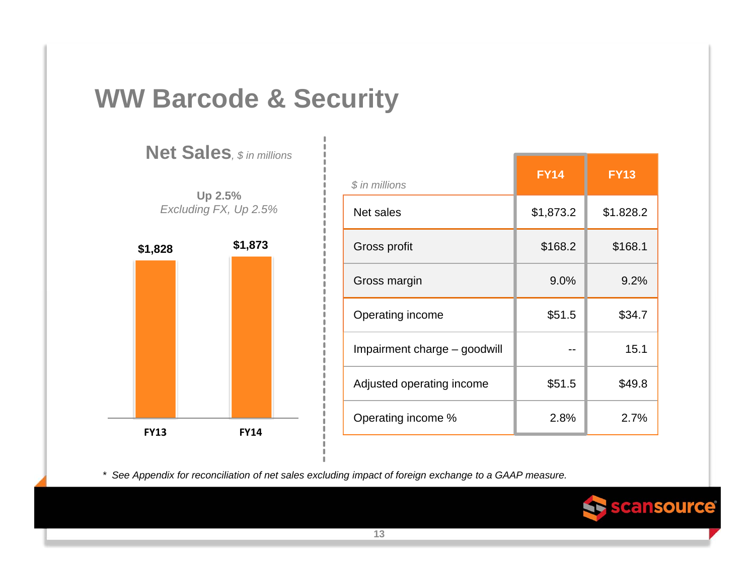# WW Barcode & Security

## Net Sales, *$ in millions*

**Up 2.5%**
*Excluding FX, Up 2.5%*

| | FY13 | FY14 |
|---|---|---|
| Net Sales | $1,828 | $1,873 |

| *$ in millions* | FY14 | FY13 |
|---|---|---|
| Net sales | $1,873.2 | $1.828.2 |
| Gross profit | $168.2 | $168.1 |
| Gross margin | 9.0% | 9.2% |
| Operating income | $51.5 | $34.7 |
| Impairment charge – goodwill | -- | 15.1 |
| Adjusted operating income | $51.5 | $49.8 |
| Operating income % | 2.8% | 2.7% |

* *See Appendix for reconciliation of net sales excluding impact of foreign exchange to a GAAP measure.*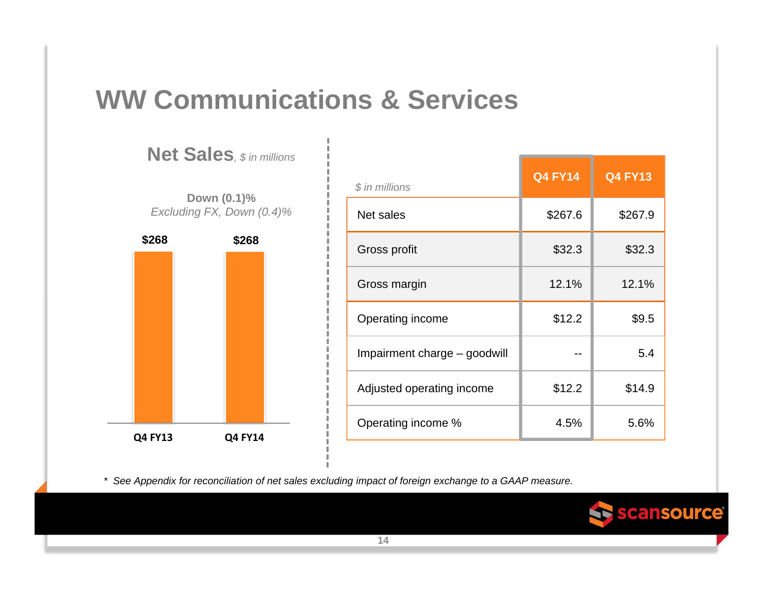# WW Communications & Services

## Net Sales, *$ in millions*

**Down (0.1)%**
*Excluding FX, Down (0.4)%*

| | Q4 FY13 | Q4 FY14 |
|---|---|---|
| Net Sales | $268 | $268 |

| *$ in millions* | Q4 FY14 | Q4 FY13 |
|---|---|---|
| Net sales | $267.6 | $267.9 |
| Gross profit | $32.3 | $32.3 |
| Gross margin | 12.1% | 12.1% |
| Operating income | $12.2 | $9.5 |
| Impairment charge – goodwill | -- | 5.4 |
| Adjusted operating income | $12.2 | $14.9 |
| Operating income % | 4.5% | 5.6% |

\* *See Appendix for reconciliation of net sales excluding impact of foreign exchange to a GAAP measure.*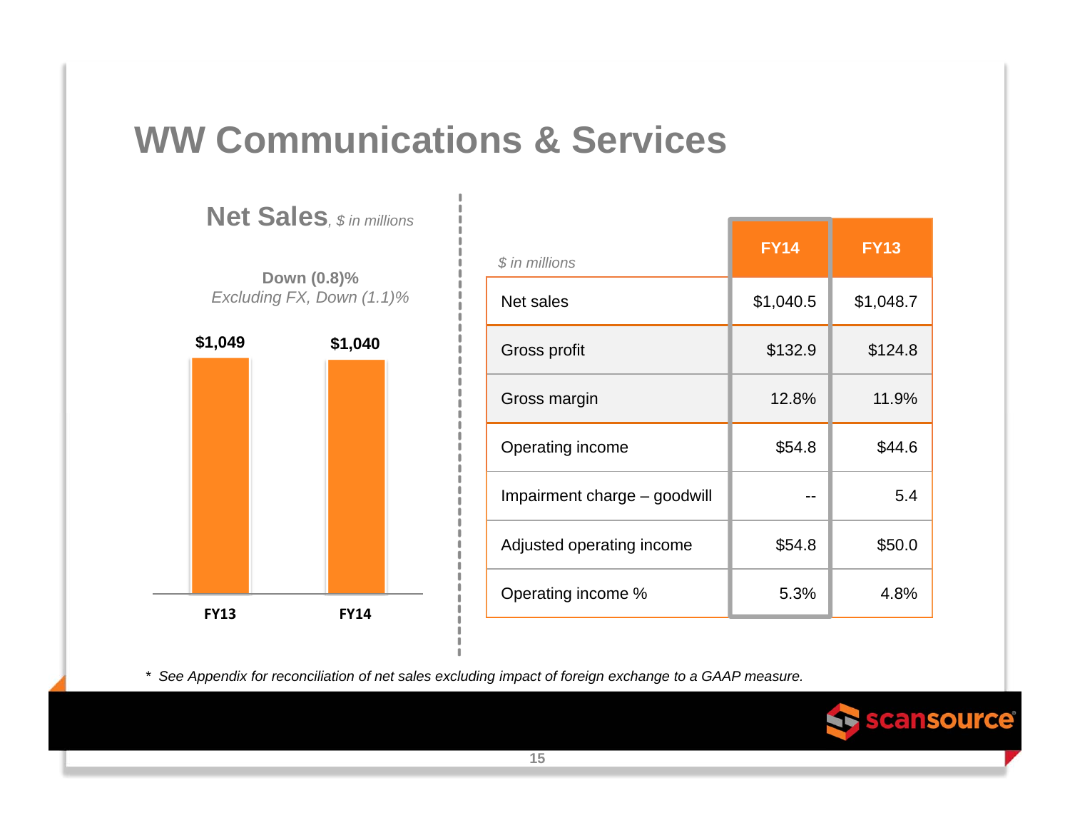# WW Communications & Services

## Net Sales, *$ in millions*

**Down (0.8)%**
*Excluding FX, Down (1.1)%*

| | FY13 | FY14 |
|---|---|---|
| Net Sales | $1,049 | $1,040 |

| *$ in millions* | FY14 | FY13 |
|---|---|---|
| Net sales | $1,040.5 | $1,048.7 |
| Gross profit | $132.9 | $124.8 |
| Gross margin | 12.8% | 11.9% |
| Operating income | $54.8 | $44.6 |
| Impairment charge – goodwill | -- | 5.4 |
| Adjusted operating income | $54.8 | $50.0 |
| Operating income % | 5.3% | 4.8% |

* *See Appendix for reconciliation of net sales excluding impact of foreign exchange to a GAAP measure.*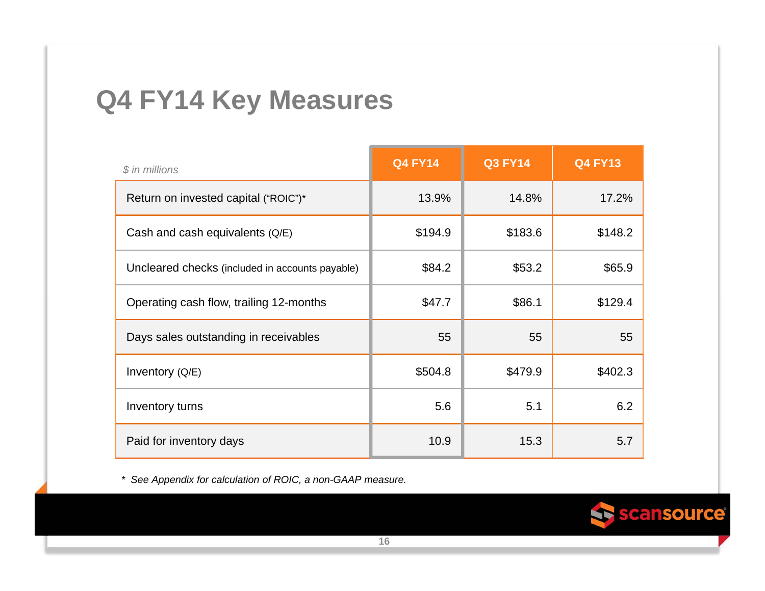# Q4 FY14 Key Measures

| *$ in millions* | Q4 FY14 | Q3 FY14 | Q4 FY13 |
|---|---|---|---|
| Return on invested capital ("ROIC")* | 13.9% | 14.8% | 17.2% |
| Cash and cash equivalents (Q/E) | $194.9 | $183.6 | $148.2 |
| Uncleared checks (included in accounts payable) | $84.2 | $53.2 | $65.9 |
| Operating cash flow, trailing 12-months | $47.7 | $86.1 | $129.4 |
| Days sales outstanding in receivables | 55 | 55 | 55 |
| Inventory (Q/E) | $504.8 | $479.9 | $402.3 |
| Inventory turns | 5.6 | 5.1 | 6.2 |
| Paid for inventory days | 10.9 | 15.3 | 5.7 |

\* *See Appendix for calculation of ROIC, a non-GAAP measure.*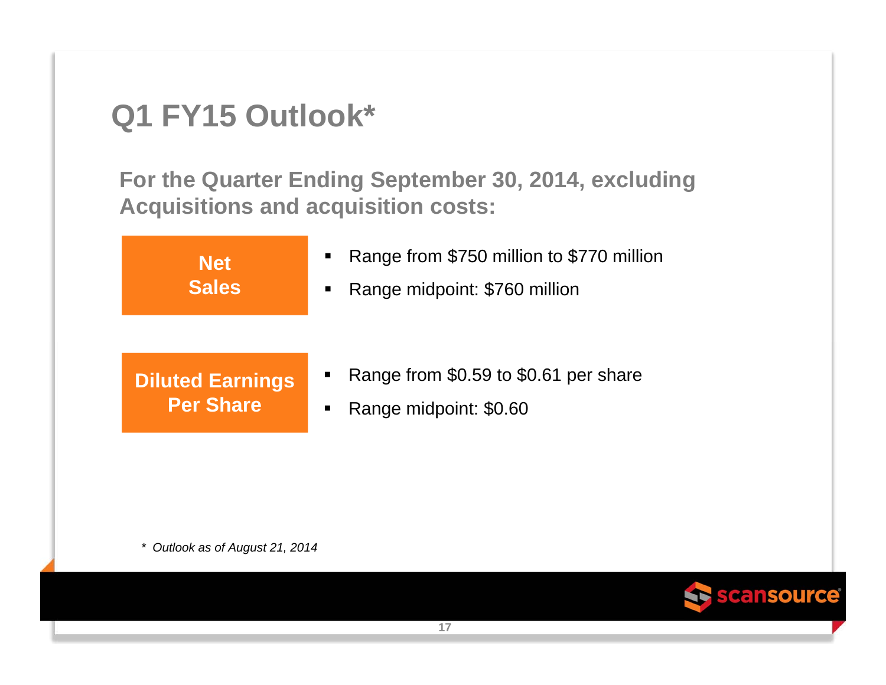# Q1 FY15 Outlook*

**For the Quarter Ending September 30, 2014, excluding Acquisitions and acquisition costs:**

**Net Sales**

- Range from $750 million to $770 million
- Range midpoint: $760 million

**Diluted Earnings Per Share**

- Range from $0.59 to $0.61 per share
- Range midpoint: $0.60

*\* Outlook as of August 21, 2014*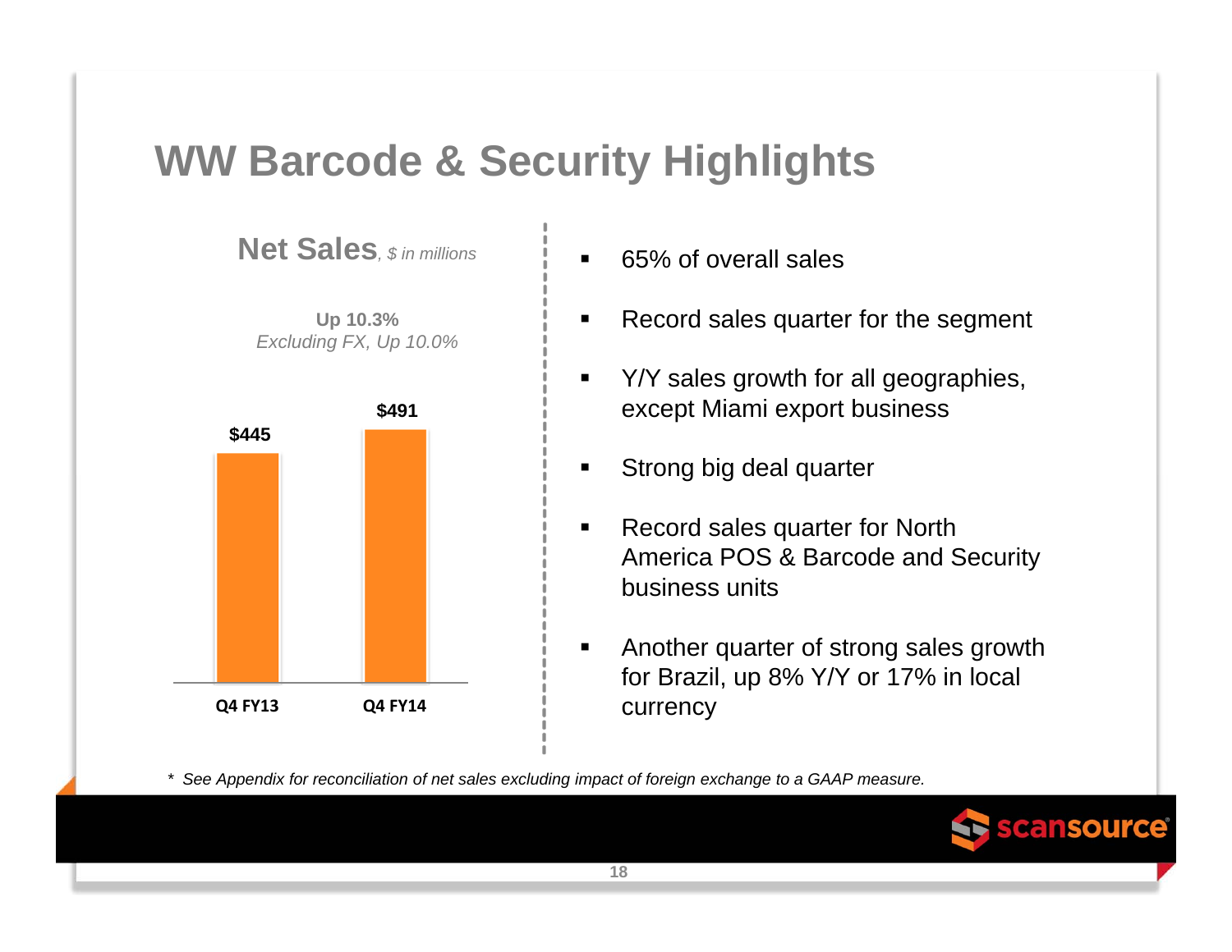# WW Barcode & Security Highlights

**Net Sales**, *$ in millions*

**Up 10.3%**
*Excluding FX, Up 10.0%*

| | Q4 FY13 | Q4 FY14 |
|---|---|---|
| Net Sales | $445 | $491 |

- 65% of overall sales
- Record sales quarter for the segment
- Y/Y sales growth for all geographies, except Miami export business
- Strong big deal quarter
- Record sales quarter for North America POS & Barcode and Security business units
- Another quarter of strong sales growth for Brazil, up 8% Y/Y or 17% in local currency

*\* See Appendix for reconciliation of net sales excluding impact of foreign exchange to a GAAP measure.*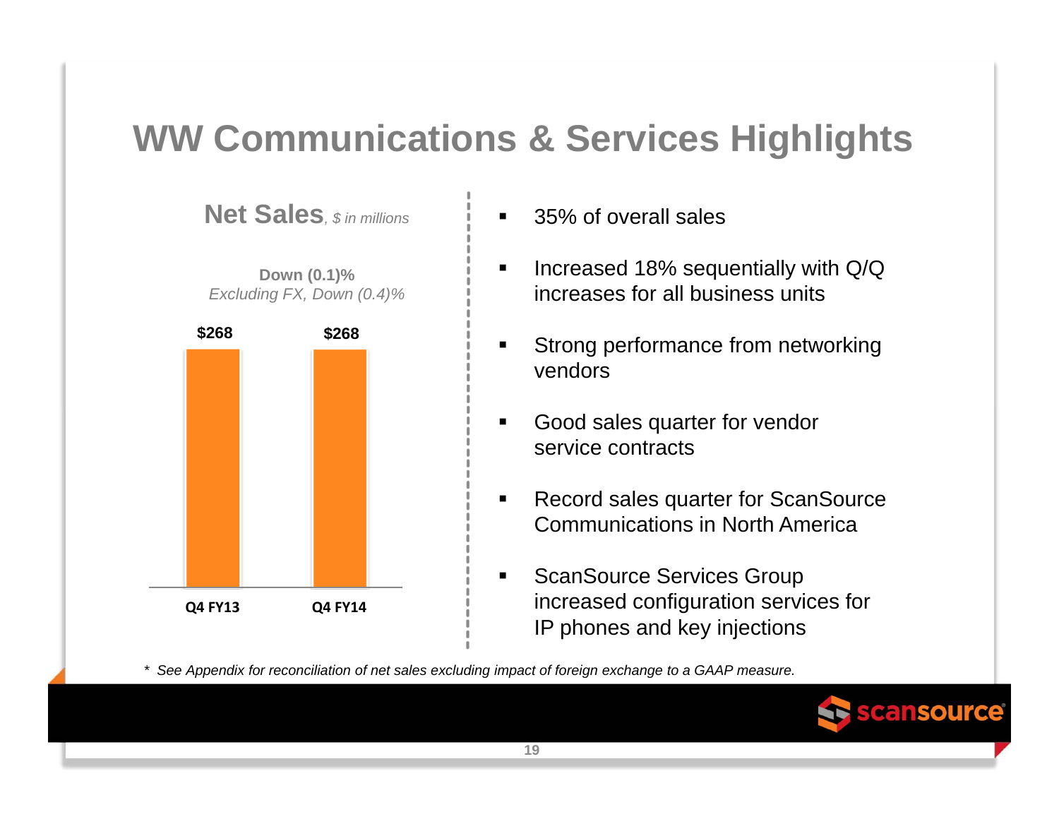# WW Communications & Services Highlights

**Net Sales**, *$ in millions*

**Down (0.1)%**
*Excluding FX, Down (0.4)%*

| | Q4 FY13 | Q4 FY14 |
|---|---|---|
| Net Sales | $268 | $268 |

- 35% of overall sales
- Increased 18% sequentially with Q/Q increases for all business units
- Strong performance from networking vendors
- Good sales quarter for vendor service contracts
- Record sales quarter for ScanSource Communications in North America
- ScanSource Services Group increased configuration services for IP phones and key injections

*\* See Appendix for reconciliation of net sales excluding impact of foreign exchange to a GAAP measure.*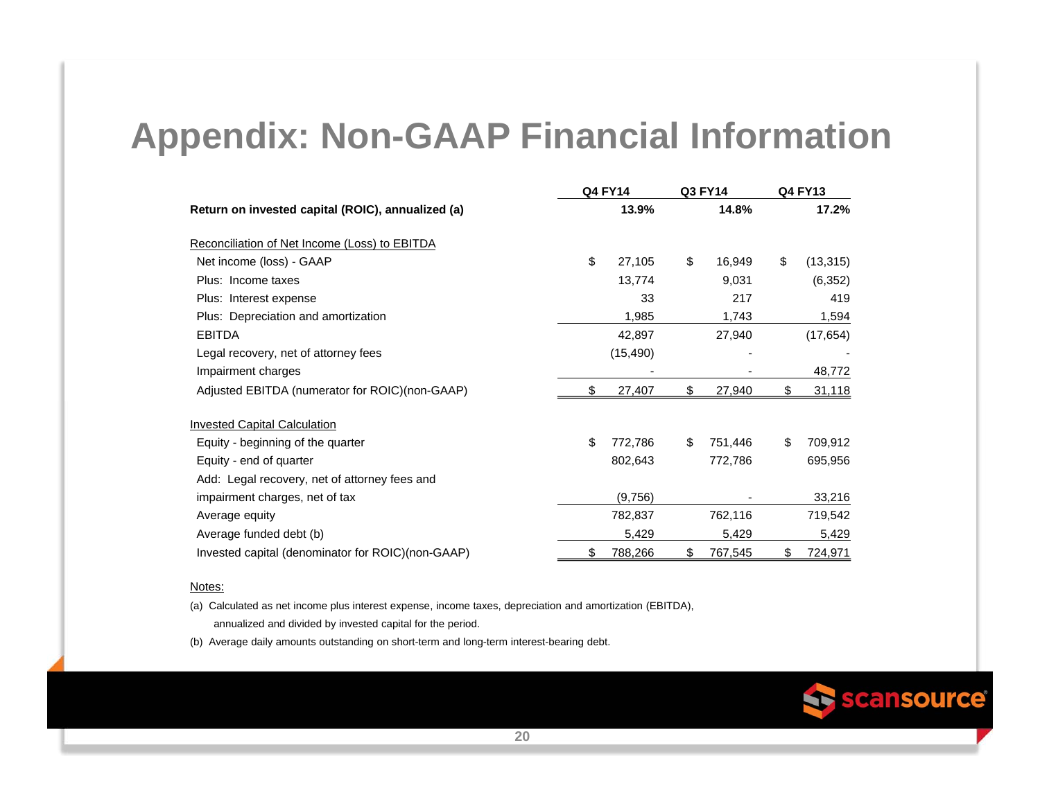# Appendix: Non-GAAP Financial Information

| | Q4 FY14 | Q3 FY14 | Q4 FY13 |
|---|---|---|---|
| **Return on invested capital (ROIC), annualized (a)** | **13.9%** | **14.8%** | **17.2%** |
| | | | |
| Reconciliation of Net Income (Loss) to EBITDA | | | |
| Net income (loss) - GAAP | $ 27,105 | $ 16,949 | $ (13,315) |
| Plus: Income taxes | 13,774 | 9,031 | (6,352) |
| Plus: Interest expense | 33 | 217 | 419 |
| Plus: Depreciation and amortization | 1,985 | 1,743 | 1,594 |
| EBITDA | 42,897 | 27,940 | (17,654) |
| Legal recovery, net of attorney fees | (15,490) | - | - |
| Impairment charges | - | - | 48,772 |
| Adjusted EBITDA (numerator for ROIC)(non-GAAP) | $ 27,407 | $ 27,940 | $ 31,118 |
| | | | |
| Invested Capital Calculation | | | |
| Equity - beginning of the quarter | $ 772,786 | $ 751,446 | $ 709,912 |
| Equity - end of quarter | 802,643 | 772,786 | 695,956 |
| Add: Legal recovery, net of attorney fees and impairment charges, net of tax | (9,756) | - | 33,216 |
| Average equity | 782,837 | 762,116 | 719,542 |
| Average funded debt (b) | 5,429 | 5,429 | 5,429 |
| Invested capital (denominator for ROIC)(non-GAAP) | $ 788,266 | $ 767,545 | $ 724,971 |

Notes:

(a) Calculated as net income plus interest expense, income taxes, depreciation and amortization (EBITDA), annualized and divided by invested capital for the period.

(b) Average daily amounts outstanding on short-term and long-term interest-bearing debt.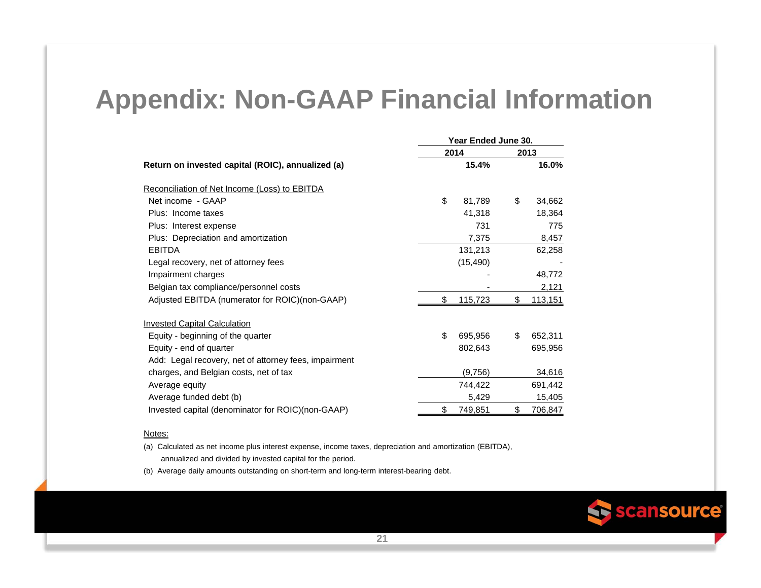# Appendix: Non-GAAP Financial Information

| | Year Ended June 30. | |
|---|---|---|
| | 2014 | 2013 |
| **Return on invested capital (ROIC), annualized (a)** | **15.4%** | **16.0%** |
| Reconciliation of Net Income (Loss) to EBITDA | | |
| Net income - GAAP | $ 81,789 | $ 34,662 |
| Plus: Income taxes | 41,318 | 18,364 |
| Plus: Interest expense | 731 | 775 |
| Plus: Depreciation and amortization | 7,375 | 8,457 |
| EBITDA | 131,213 | 62,258 |
| Legal recovery, net of attorney fees | (15,490) | - |
| Impairment charges | - | 48,772 |
| Belgian tax compliance/personnel costs | - | 2,121 |
| Adjusted EBITDA (numerator for ROIC)(non-GAAP) | $ 115,723 | $ 113,151 |
| Invested Capital Calculation | | |
| Equity - beginning of the quarter | $ 695,956 | $ 652,311 |
| Equity - end of quarter | 802,643 | 695,956 |
| Add: Legal recovery, net of attorney fees, impairment charges, and Belgian costs, net of tax | (9,756) | 34,616 |
| Average equity | 744,422 | 691,442 |
| Average funded debt (b) | 5,429 | 15,405 |
| Invested capital (denominator for ROIC)(non-GAAP) | $ 749,851 | $ 706,847 |

Notes:

(a) Calculated as net income plus interest expense, income taxes, depreciation and amortization (EBITDA), annualized and divided by invested capital for the period.

(b) Average daily amounts outstanding on short-term and long-term interest-bearing debt.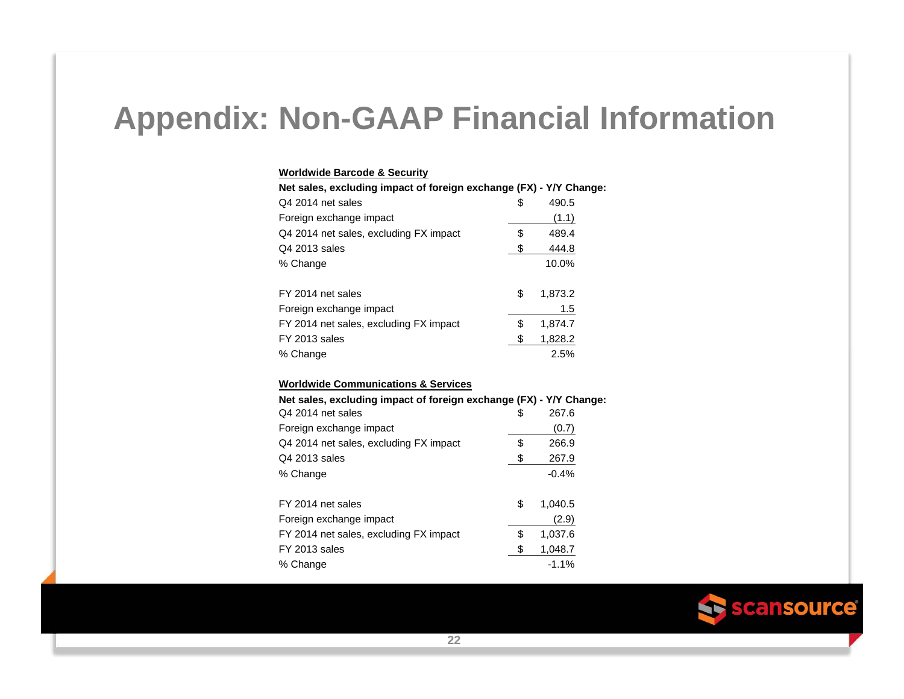# Appendix: Non-GAAP Financial Information

**Worldwide Barcode & Security**

**Net sales, excluding impact of foreign exchange (FX) - Y/Y Change:**

| | | |
|---|---|---|
| Q4 2014 net sales | $ | 490.5 |
| Foreign exchange impact | | (1.1) |
| Q4 2014 net sales, excluding FX impact | $ | 489.4 |
| Q4 2013 sales | $ | 444.8 |
| % Change | | 10.0% |
| | | |
| FY 2014 net sales | $ | 1,873.2 |
| Foreign exchange impact | | 1.5 |
| FY 2014 net sales, excluding FX impact | $ | 1,874.7 |
| FY 2013 sales | $ | 1,828.2 |
| % Change | | 2.5% |

**Worldwide Communications & Services**

**Net sales, excluding impact of foreign exchange (FX) - Y/Y Change:**

| | | |
|---|---|---|
| Q4 2014 net sales | $ | 267.6 |
| Foreign exchange impact | | (0.7) |
| Q4 2014 net sales, excluding FX impact | $ | 266.9 |
| Q4 2013 sales | $ | 267.9 |
| % Change | | -0.4% |
| | | |
| FY 2014 net sales | $ | 1,040.5 |
| Foreign exchange impact | | (2.9) |
| FY 2014 net sales, excluding FX impact | $ | 1,037.6 |
| FY 2013 sales | $ | 1,048.7 |
| % Change | | -1.1% |